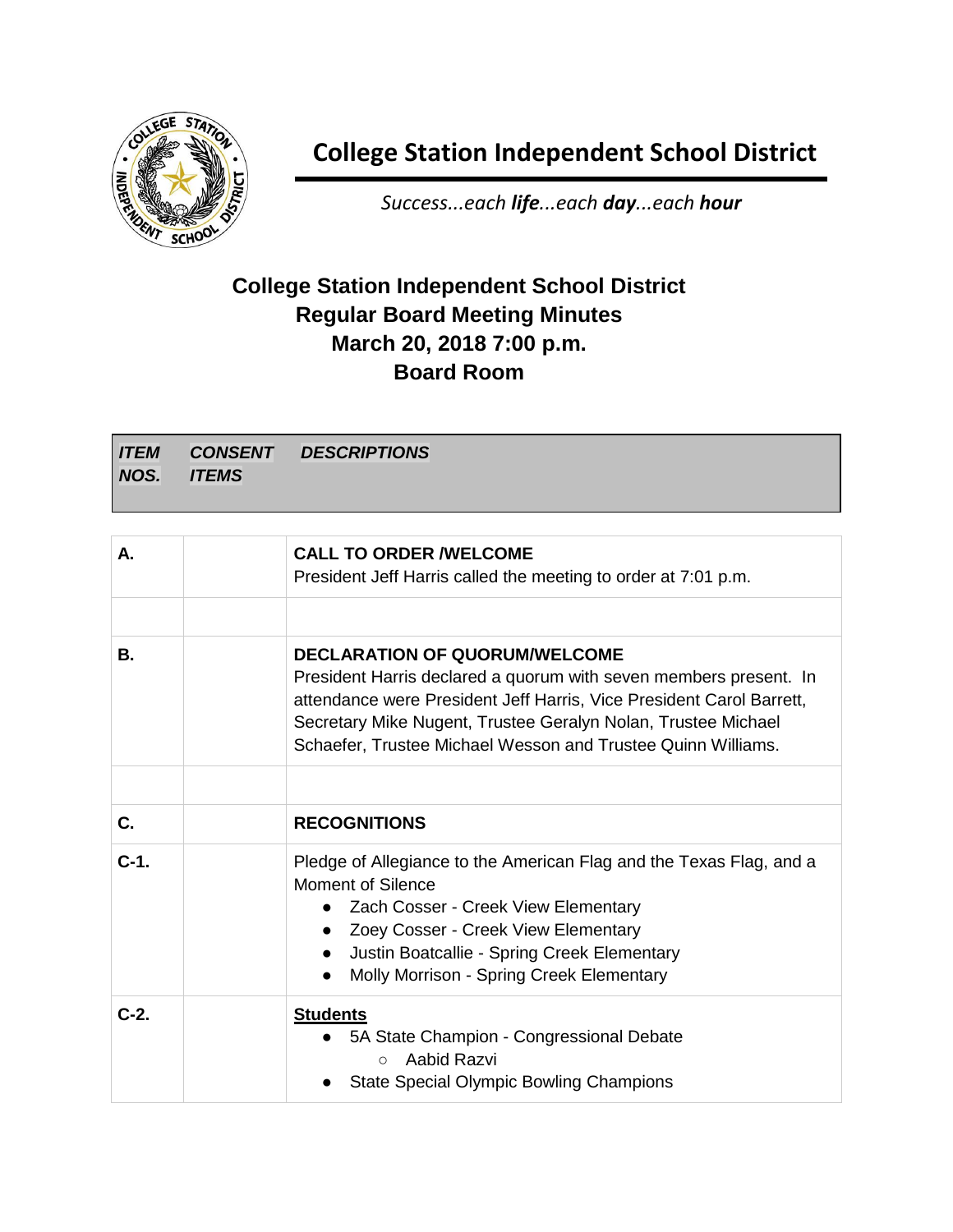# College Station Independent School District

*Success...each **life**...each **day**...each **hour***

## College Station Independent School District
## Regular Board Meeting Minutes
## March 20, 2018 7:00 p.m.
## Board Room

| *ITEM NOS.* | *CONSENT ITEMS* | *DESCRIPTIONS* |
|---|---|---|
| **A.** | | **CALL TO ORDER /WELCOME**<br>President Jeff Harris called the meeting to order at 7:01 p.m. |
| | | |
| **B.** | | **DECLARATION OF QUORUM/WELCOME**<br>President Harris declared a quorum with seven members present. In attendance were President Jeff Harris, Vice President Carol Barrett, Secretary Mike Nugent, Trustee Geralyn Nolan, Trustee Michael Schaefer, Trustee Michael Wesson and Trustee Quinn Williams. |
| | | |
| **C.** | | **RECOGNITIONS** |
| **C-1.** | | Pledge of Allegiance to the American Flag and the Texas Flag, and a Moment of Silence<br>• Zach Cosser - Creek View Elementary<br>• Zoey Cosser - Creek View Elementary<br>• Justin Boatcallie - Spring Creek Elementary<br>• Molly Morrison - Spring Creek Elementary |
| **C-2.** | | **Students**<br>• 5A State Champion - Congressional Debate<br>  ○ Aabid Razvi<br>• State Special Olympic Bowling Champions |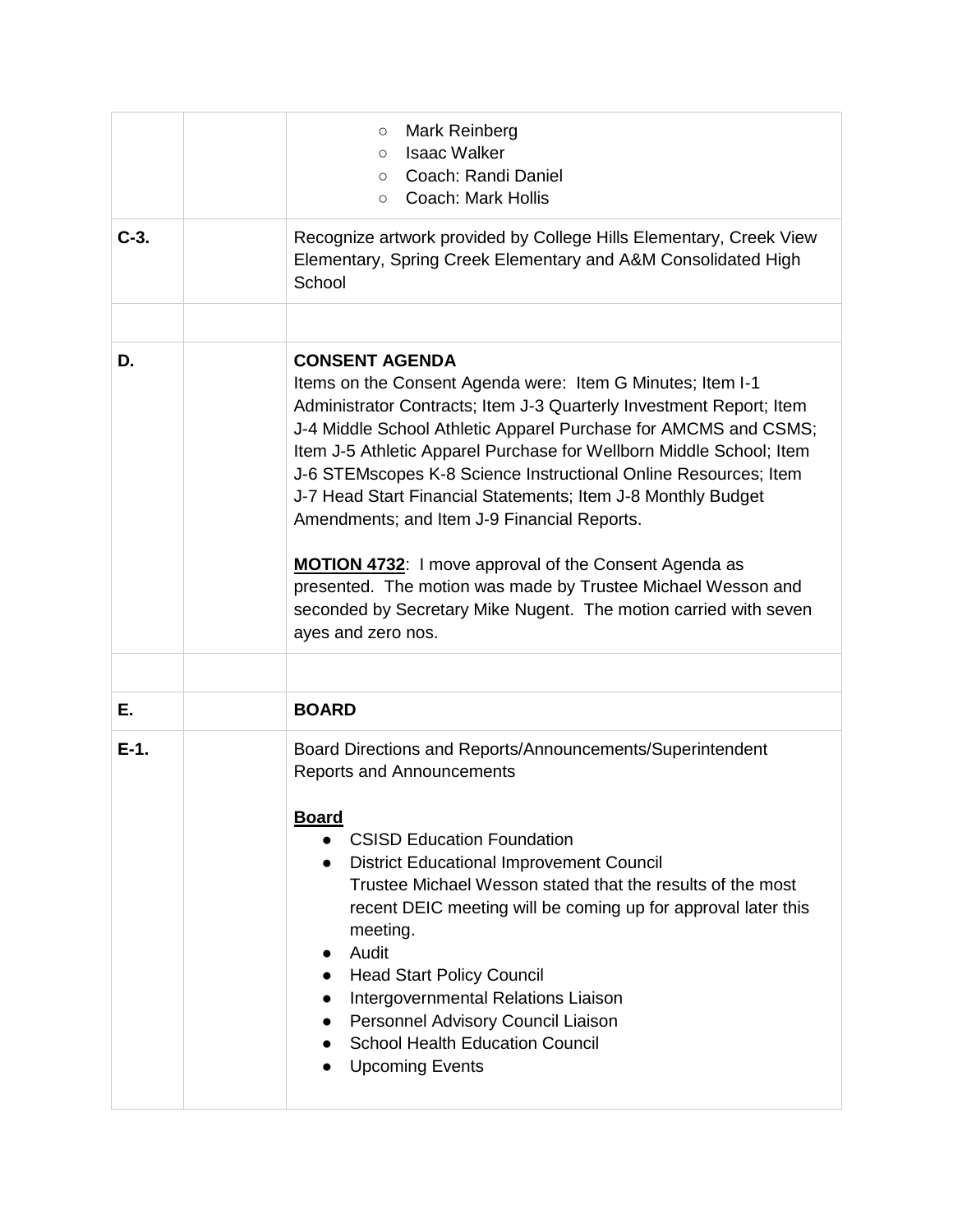| | | |
|---|---|---|
| | | ○ Mark Reinberg<br>○ Isaac Walker<br>○ Coach: Randi Daniel<br>○ Coach: Mark Hollis |
| C-3. | | Recognize artwork provided by College Hills Elementary, Creek View Elementary, Spring Creek Elementary and A&M Consolidated High School |
| | | |
| D. | | **CONSENT AGENDA**<br>Items on the Consent Agenda were: Item G Minutes; Item I-1 Administrator Contracts; Item J-3 Quarterly Investment Report; Item J-4 Middle School Athletic Apparel Purchase for AMCMS and CSMS; Item J-5 Athletic Apparel Purchase for Wellborn Middle School; Item J-6 STEMscopes K-8 Science Instructional Online Resources; Item J-7 Head Start Financial Statements; Item J-8 Monthly Budget Amendments; and Item J-9 Financial Reports.<br><br>**<u>MOTION 4732</u>**: I move approval of the Consent Agenda as presented. The motion was made by Trustee Michael Wesson and seconded by Secretary Mike Nugent. The motion carried with seven ayes and zero nos. |
| | | |
| E. | | **BOARD** |
| E-1. | | Board Directions and Reports/Announcements/Superintendent Reports and Announcements<br><br>**<u>Board</u>**<br>● CSISD Education Foundation<br>● District Educational Improvement Council<br>Trustee Michael Wesson stated that the results of the most recent DEIC meeting will be coming up for approval later this meeting.<br>● Audit<br>● Head Start Policy Council<br>● Intergovernmental Relations Liaison<br>● Personnel Advisory Council Liaison<br>● School Health Education Council<br>● Upcoming Events |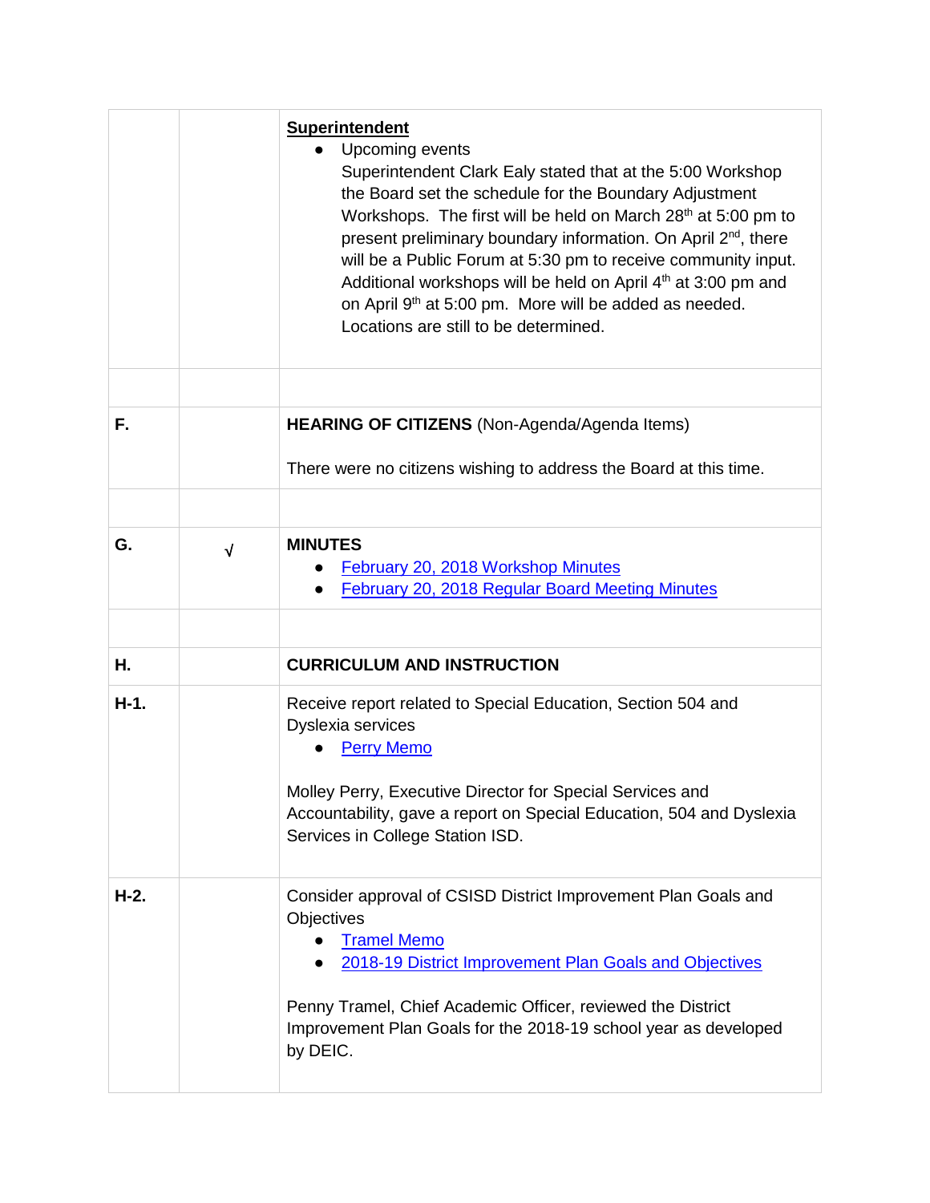| | | |
|---|---|---|
| | | **Superintendent**<br>● Upcoming events<br>Superintendent Clark Ealy stated that at the 5:00 Workshop the Board set the schedule for the Boundary Adjustment Workshops. The first will be held on March 28th at 5:00 pm to present preliminary boundary information. On April 2nd, there will be a Public Forum at 5:30 pm to receive community input. Additional workshops will be held on April 4th at 3:00 pm and on April 9th at 5:00 pm. More will be added as needed. Locations are still to be determined. |
| | | |
| **F.** | | **HEARING OF CITIZENS** (Non-Agenda/Agenda Items)<br><br>There were no citizens wishing to address the Board at this time. |
| | | |
| **G.** | √ | **MINUTES**<br>● February 20, 2018 Workshop Minutes<br>● February 20, 2018 Regular Board Meeting Minutes |
| | | |
| **H.** | | **CURRICULUM AND INSTRUCTION** |
| **H-1.** | | Receive report related to Special Education, Section 504 and Dyslexia services<br>● Perry Memo<br><br>Molley Perry, Executive Director for Special Services and Accountability, gave a report on Special Education, 504 and Dyslexia Services in College Station ISD. |
| **H-2.** | | Consider approval of CSISD District Improvement Plan Goals and Objectives<br>● Tramel Memo<br>● 2018-19 District Improvement Plan Goals and Objectives<br><br>Penny Tramel, Chief Academic Officer, reviewed the District Improvement Plan Goals for the 2018-19 school year as developed by DEIC. |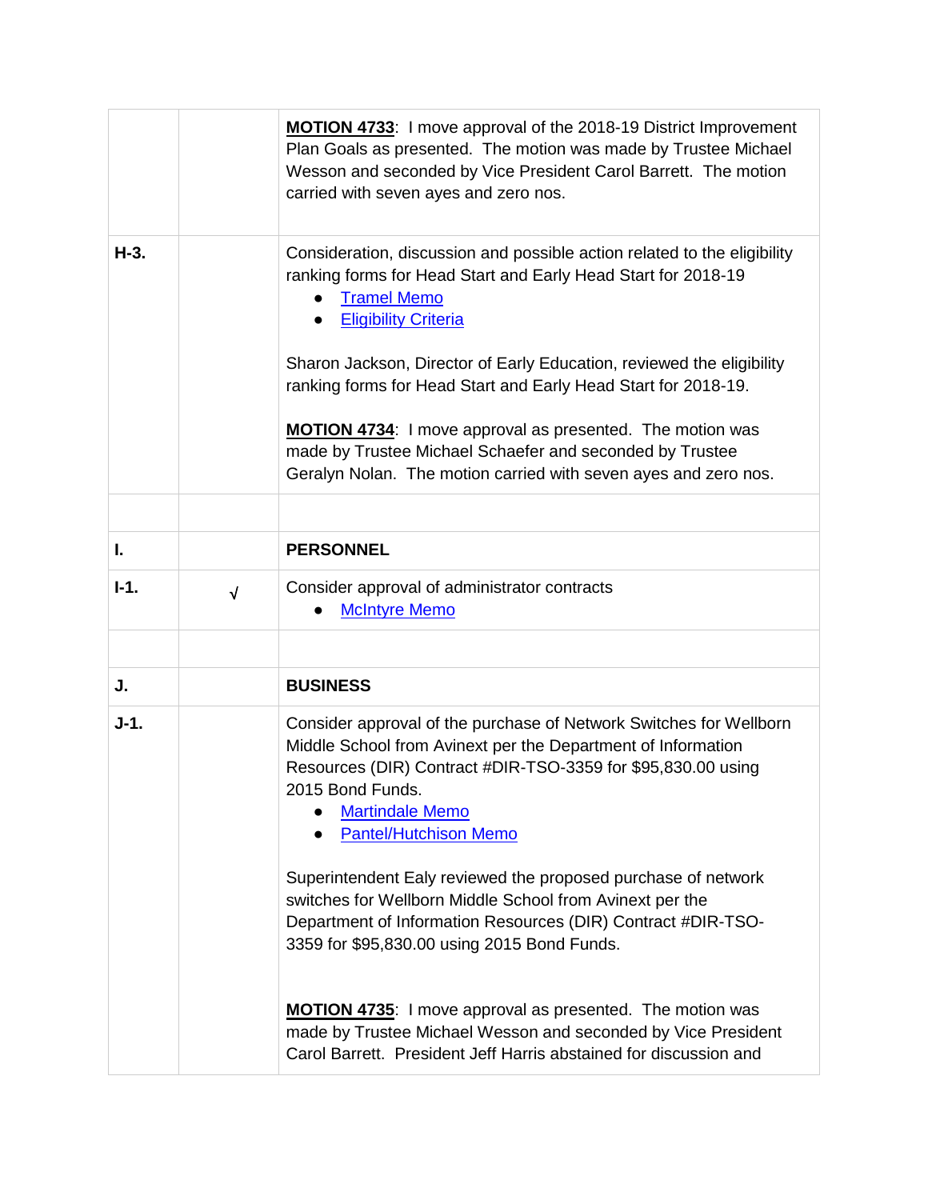|  |  |  |
|---|---|---|
|  |  | **MOTION 4733**: I move approval of the 2018-19 District Improvement Plan Goals as presented. The motion was made by Trustee Michael Wesson and seconded by Vice President Carol Barrett. The motion carried with seven ayes and zero nos. |
| **H-3.** |  | Consideration, discussion and possible action related to the eligibility ranking forms for Head Start and Early Head Start for 2018-19<br>● Tramel Memo<br>● Eligibility Criteria<br><br>Sharon Jackson, Director of Early Education, reviewed the eligibility ranking forms for Head Start and Early Head Start for 2018-19.<br><br>**MOTION 4734**: I move approval as presented. The motion was made by Trustee Michael Schaefer and seconded by Trustee Geralyn Nolan. The motion carried with seven ayes and zero nos. |
|  |  |  |
| **I.** |  | **PERSONNEL** |
| **I-1.** | √ | Consider approval of administrator contracts<br>● McIntyre Memo |
|  |  |  |
| **J.** |  | **BUSINESS** |
| **J-1.** |  | Consider approval of the purchase of Network Switches for Wellborn Middle School from Avinext per the Department of Information Resources (DIR) Contract #DIR-TSO-3359 for $95,830.00 using 2015 Bond Funds.<br>● Martindale Memo<br>● Pantel/Hutchison Memo<br><br>Superintendent Ealy reviewed the proposed purchase of network switches for Wellborn Middle School from Avinext per the Department of Information Resources (DIR) Contract #DIR-TSO-3359 for $95,830.00 using 2015 Bond Funds.<br><br>**MOTION 4735**: I move approval as presented. The motion was made by Trustee Michael Wesson and seconded by Vice President Carol Barrett. President Jeff Harris abstained for discussion and |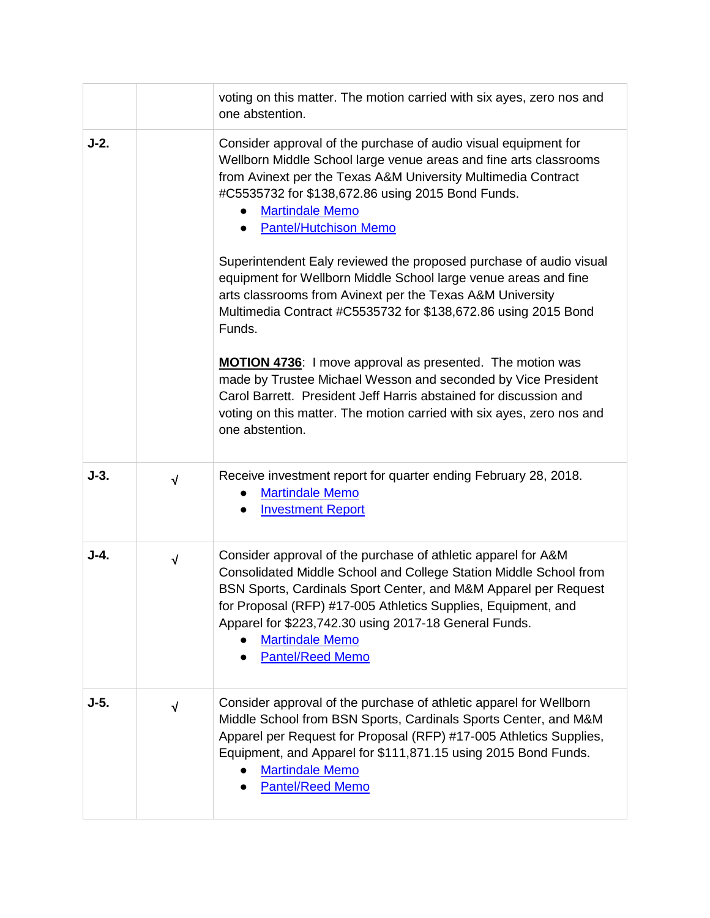| | | |
|---|---|---|
| | | voting on this matter. The motion carried with six ayes, zero nos and one abstention. |
| **J-2.** | | Consider approval of the purchase of audio visual equipment for Wellborn Middle School large venue areas and fine arts classrooms from Avinext per the Texas A&M University Multimedia Contract #C5535732 for $138,672.86 using 2015 Bond Funds.<br>• Martindale Memo<br>• Pantel/Hutchison Memo<br><br>Superintendent Ealy reviewed the proposed purchase of audio visual equipment for Wellborn Middle School large venue areas and fine arts classrooms from Avinext per the Texas A&M University Multimedia Contract #C5535732 for $138,672.86 using 2015 Bond Funds.<br><br>**MOTION 4736**: I move approval as presented. The motion was made by Trustee Michael Wesson and seconded by Vice President Carol Barrett. President Jeff Harris abstained for discussion and voting on this matter. The motion carried with six ayes, zero nos and one abstention. |
| **J-3.** | √ | Receive investment report for quarter ending February 28, 2018.<br>• Martindale Memo<br>• Investment Report |
| **J-4.** | √ | Consider approval of the purchase of athletic apparel for A&M Consolidated Middle School and College Station Middle School from BSN Sports, Cardinals Sport Center, and M&M Apparel per Request for Proposal (RFP) #17-005 Athletics Supplies, Equipment, and Apparel for $223,742.30 using 2017-18 General Funds.<br>• Martindale Memo<br>• Pantel/Reed Memo |
| **J-5.** | √ | Consider approval of the purchase of athletic apparel for Wellborn Middle School from BSN Sports, Cardinals Sports Center, and M&M Apparel per Request for Proposal (RFP) #17-005 Athletics Supplies, Equipment, and Apparel for $111,871.15 using 2015 Bond Funds.<br>• Martindale Memo<br>• Pantel/Reed Memo |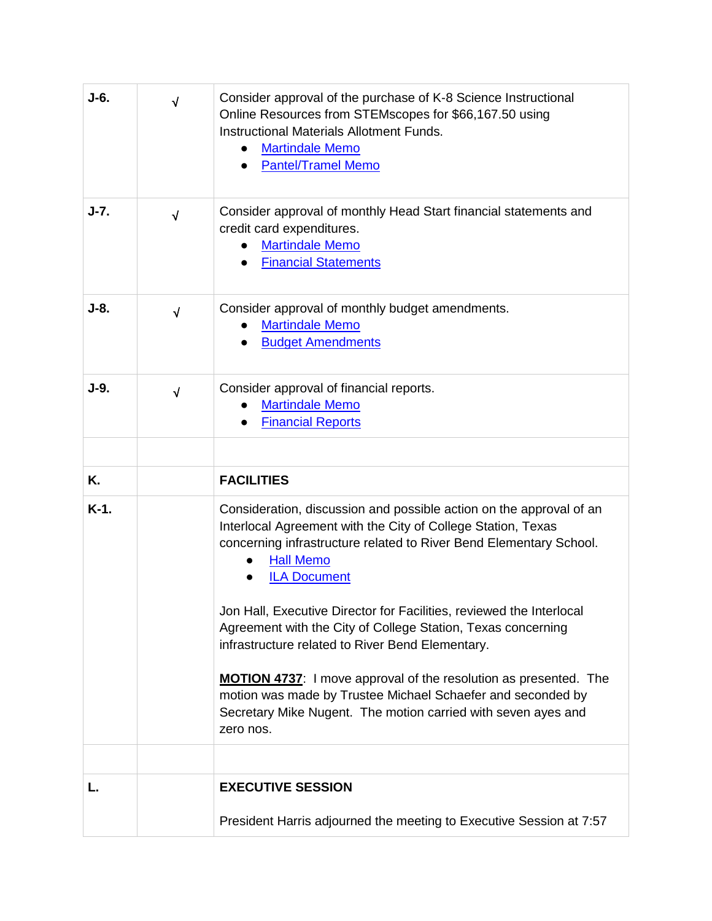| | | |
|---|---|---|
| **J-6.** | √ | Consider approval of the purchase of K-8 Science Instructional Online Resources from STEMscopes for $66,167.50 using Instructional Materials Allotment Funds.<br>● Martindale Memo<br>● Pantel/Tramel Memo |
| **J-7.** | √ | Consider approval of monthly Head Start financial statements and credit card expenditures.<br>● Martindale Memo<br>● Financial Statements |
| **J-8.** | √ | Consider approval of monthly budget amendments.<br>● Martindale Memo<br>● Budget Amendments |
| **J-9.** | √ | Consider approval of financial reports.<br>● Martindale Memo<br>● Financial Reports |
| | | |
| **K.** | | **FACILITIES** |
| **K-1.** | | Consideration, discussion and possible action on the approval of an Interlocal Agreement with the City of College Station, Texas concerning infrastructure related to River Bend Elementary School.<br>● Hall Memo<br>● ILA Document<br><br>Jon Hall, Executive Director for Facilities, reviewed the Interlocal Agreement with the City of College Station, Texas concerning infrastructure related to River Bend Elementary.<br><br>**MOTION 4737**: I move approval of the resolution as presented. The motion was made by Trustee Michael Schaefer and seconded by Secretary Mike Nugent. The motion carried with seven ayes and zero nos. |
| | | |
| **L.** | | **EXECUTIVE SESSION**<br><br>President Harris adjourned the meeting to Executive Session at 7:57 |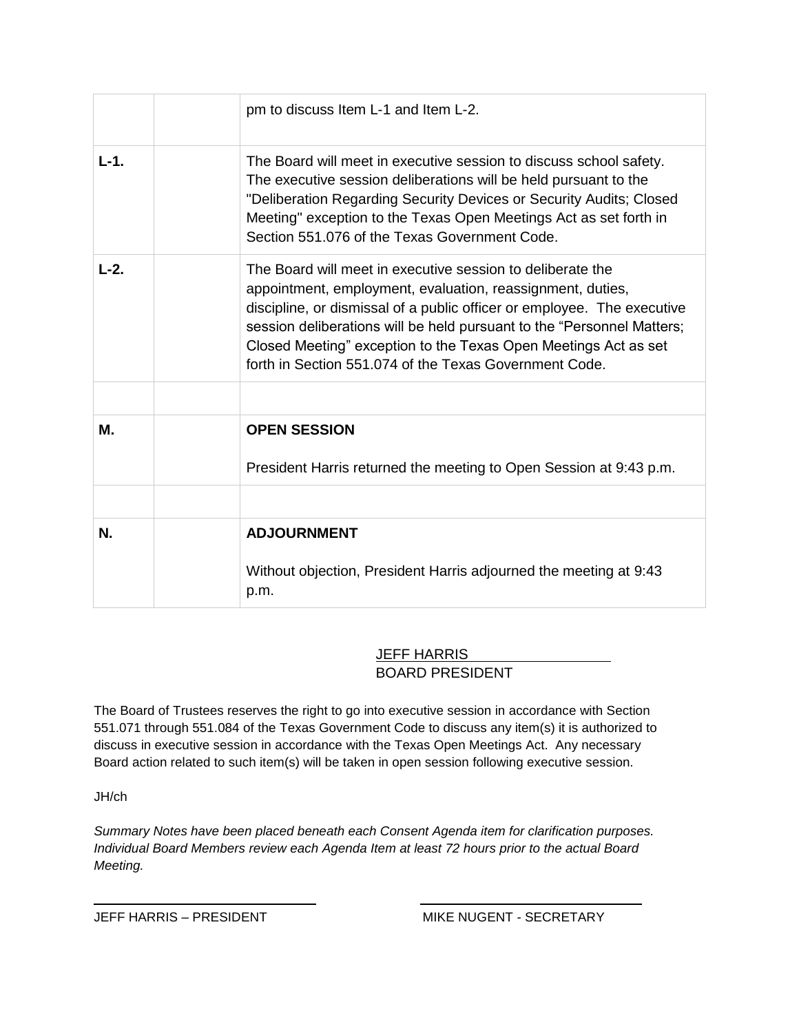| | | |
|---|---|---|
| | | pm to discuss Item L-1 and Item L-2. |
| **L-1.** | | The Board will meet in executive session to discuss school safety. The executive session deliberations will be held pursuant to the "Deliberation Regarding Security Devices or Security Audits; Closed Meeting" exception to the Texas Open Meetings Act as set forth in Section 551.076 of the Texas Government Code. |
| **L-2.** | | The Board will meet in executive session to deliberate the appointment, employment, evaluation, reassignment, duties, discipline, or dismissal of a public officer or employee. The executive session deliberations will be held pursuant to the "Personnel Matters; Closed Meeting" exception to the Texas Open Meetings Act as set forth in Section 551.074 of the Texas Government Code. |
| | | |
| **M.** | | **OPEN SESSION**<br><br>President Harris returned the meeting to Open Session at 9:43 p.m. |
| | | |
| **N.** | | **ADJOURNMENT**<br><br>Without objection, President Harris adjourned the meeting at 9:43 p.m. |

JEFF HARRIS
BOARD PRESIDENT

The Board of Trustees reserves the right to go into executive session in accordance with Section 551.071 through 551.084 of the Texas Government Code to discuss any item(s) it is authorized to discuss in executive session in accordance with the Texas Open Meetings Act. Any necessary Board action related to such item(s) will be taken in open session following executive session.

JH/ch

*Summary Notes have been placed beneath each Consent Agenda item for clarification purposes. Individual Board Members review each Agenda Item at least 72 hours prior to the actual Board Meeting.*

JEFF HARRIS – PRESIDENT

MIKE NUGENT - SECRETARY